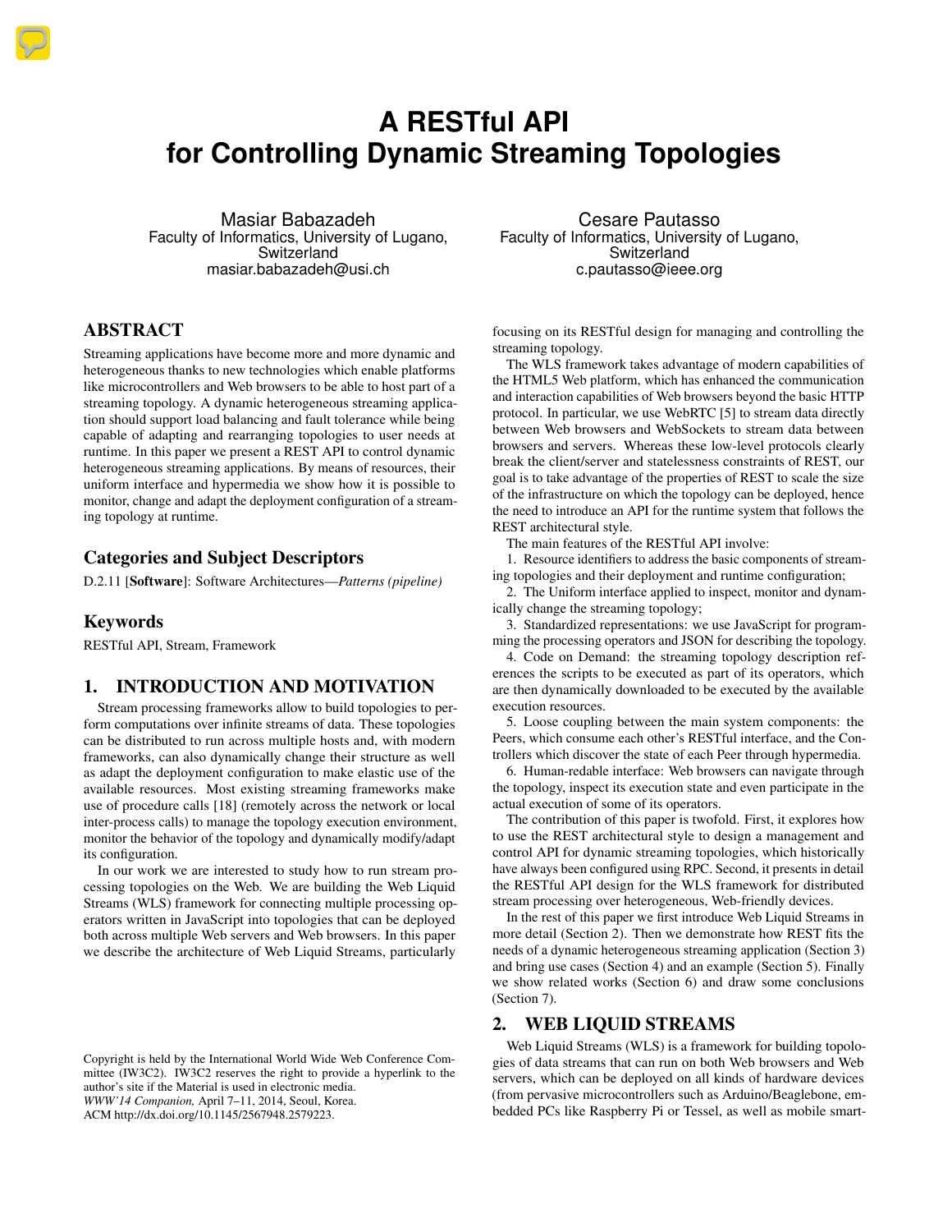# A RESTful API for Controlling Dynamic Streaming Topologies

Masiar Babazadeh
Faculty of Informatics, University of Lugano, Switzerland
masiar.babazadeh@usi.ch

Cesare Pautasso
Faculty of Informatics, University of Lugano, Switzerland
c.pautasso@ieee.org

## ABSTRACT

Streaming applications have become more and more dynamic and heterogeneous thanks to new technologies which enable platforms like microcontrollers and Web browsers to be able to host part of a streaming topology. A dynamic heterogeneous streaming application should support load balancing and fault tolerance while being capable of adapting and rearranging topologies to user needs at runtime. In this paper we present a REST API to control dynamic heterogeneous streaming applications. By means of resources, their uniform interface and hypermedia we show how it is possible to monitor, change and adapt the deployment configuration of a streaming topology at runtime.

## Categories and Subject Descriptors

D.2.11 [**Software**]: Software Architectures—*Patterns (pipeline)*

## Keywords

RESTful API, Stream, Framework

## 1. INTRODUCTION AND MOTIVATION

Stream processing frameworks allow to build topologies to perform computations over infinite streams of data. These topologies can be distributed to run across multiple hosts and, with modern frameworks, can also dynamically change their structure as well as adapt the deployment configuration to make elastic use of the available resources. Most existing streaming frameworks make use of procedure calls [18] (remotely across the network or local inter-process calls) to manage the topology execution environment, monitor the behavior of the topology and dynamically modify/adapt its configuration.

In our work we are interested to study how to run stream processing topologies on the Web. We are building the Web Liquid Streams (WLS) framework for connecting multiple processing operators written in JavaScript into topologies that can be deployed both across multiple Web servers and Web browsers. In this paper we describe the architecture of Web Liquid Streams, particularly focusing on its RESTful design for managing and controlling the streaming topology.

The WLS framework takes advantage of modern capabilities of the HTML5 Web platform, which has enhanced the communication and interaction capabilities of Web browsers beyond the basic HTTP protocol. In particular, we use WebRTC [5] to stream data directly between Web browsers and WebSockets to stream data between browsers and servers. Whereas these low-level protocols clearly break the client/server and statelessness constraints of REST, our goal is to take advantage of the properties of REST to scale the size of the infrastructure on which the topology can be deployed, hence the need to introduce an API for the runtime system that follows the REST architectural style.

The main features of the RESTful API involve:

1. Resource identifiers to address the basic components of streaming topologies and their deployment and runtime configuration;
2. The Uniform interface applied to inspect, monitor and dynamically change the streaming topology;
3. Standardized representations: we use JavaScript for programming the processing operators and JSON for describing the topology.
4. Code on Demand: the streaming topology description references the scripts to be executed as part of its operators, which are then dynamically downloaded to be executed by the available execution resources.
5. Loose coupling between the main system components: the Peers, which consume each other's RESTful interface, and the Controllers which discover the state of each Peer through hypermedia.
6. Human-redable interface: Web browsers can navigate through the topology, inspect its execution state and even participate in the actual execution of some of its operators.

The contribution of this paper is twofold. First, it explores how to use the REST architectural style to design a management and control API for dynamic streaming topologies, which historically have always been configured using RPC. Second, it presents in detail the RESTful API design for the WLS framework for distributed stream processing over heterogeneous, Web-friendly devices.

In the rest of this paper we first introduce Web Liquid Streams in more detail (Section 2). Then we demonstrate how REST fits the needs of a dynamic heterogeneous streaming application (Section 3) and bring use cases (Section 4) and an example (Section 5). Finally we show related works (Section 6) and draw some conclusions (Section 7).

## 2. WEB LIQUID STREAMS

Web Liquid Streams (WLS) is a framework for building topologies of data streams that can run on both Web browsers and Web servers, which can be deployed on all kinds of hardware devices (from pervasive microcontrollers such as Arduino/Beaglebone, embedded PCs like Raspberry Pi or Tessel, as well as mobile smart-

Copyright is held by the International World Wide Web Conference Committee (IW3C2). IW3C2 reserves the right to provide a hyperlink to the author's site if the Material is used in electronic media.
*WWW'14 Companion,* April 7–11, 2014, Seoul, Korea.
ACM http://dx.doi.org/10.1145/2567948.2579223.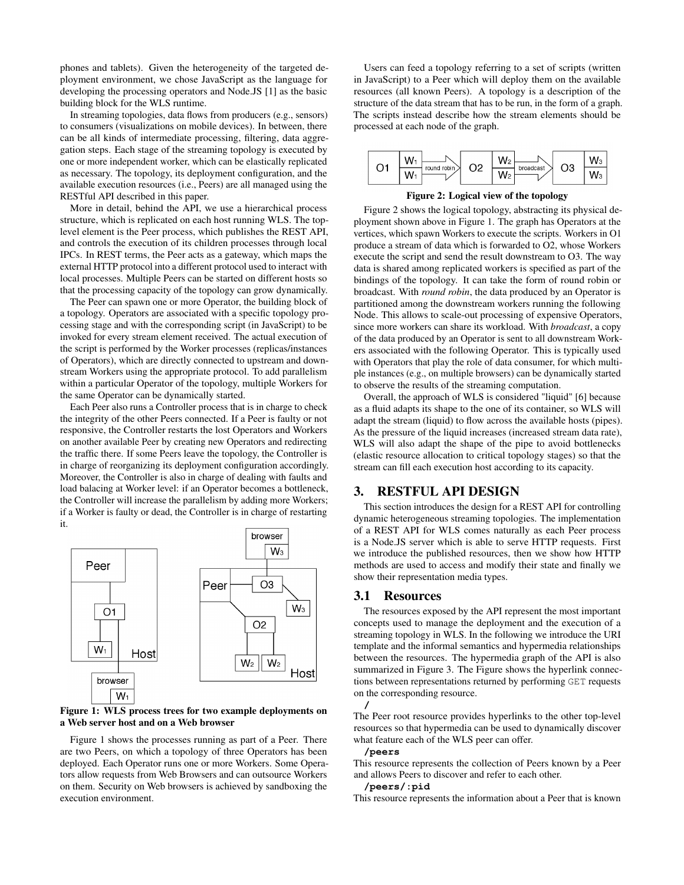phones and tablets). Given the heterogeneity of the targeted deployment environment, we chose JavaScript as the language for developing the processing operators and Node.JS [1] as the basic building block for the WLS runtime.

In streaming topologies, data flows from producers (e.g., sensors) to consumers (visualizations on mobile devices). In between, there can be all kinds of intermediate processing, filtering, data aggregation steps. Each stage of the streaming topology is executed by one or more independent worker, which can be elastically replicated as necessary. The topology, its deployment configuration, and the available execution resources (i.e., Peers) are all managed using the RESTful API described in this paper.

More in detail, behind the API, we use a hierarchical process structure, which is replicated on each host running WLS. The top-level element is the Peer process, which publishes the REST API, and controls the execution of its children processes through local IPCs. In REST terms, the Peer acts as a gateway, which maps the external HTTP protocol into a different protocol used to interact with local processes. Multiple Peers can be started on different hosts so that the processing capacity of the topology can grow dynamically.

The Peer can spawn one or more Operator, the building block of a topology. Operators are associated with a specific topology processing stage and with the corresponding script (in JavaScript) to be invoked for every stream element received. The actual execution of the script is performed by the Worker processes (replicas/instances of Operators), which are directly connected to upstream and downstream Workers using the appropriate protocol. To add parallelism within a particular Operator of the topology, multiple Workers for the same Operator can be dynamically started.

Each Peer also runs a Controller process that is in charge to check the integrity of the other Peers connected. If a Peer is faulty or not responsive, the Controller restarts the lost Operators and Workers on another available Peer by creating new Operators and redirecting the traffic there. If some Peers leave the topology, the Controller is in charge of reorganizing its deployment configuration accordingly. Moreover, the Controller is also in charge of dealing with faults and load balacing at Worker level: if an Operator becomes a bottleneck, the Controller will increase the parallelism by adding more Workers; if a Worker is faulty or dead, the Controller is in charge of restarting it.

**Figure 1: WLS process trees for two example deployments on a Web server host and on a Web browser**

Figure 1 shows the processes running as part of a Peer. There are two Peers, on which a topology of three Operators has been deployed. Each Operator runs one or more Workers. Some Operators allow requests from Web Browsers and can outsource Workers on them. Security on Web browsers is achieved by sandboxing the execution environment.

Users can feed a topology referring to a set of scripts (written in JavaScript) to a Peer which will deploy them on the available resources (all known Peers). A topology is a description of the structure of the data stream that has to be run, in the form of a graph. The scripts instead describe how the stream elements should be processed at each node of the graph.

**Figure 2: Logical view of the topology**

Figure 2 shows the logical topology, abstracting its physical deployment shown above in Figure 1. The graph has Operators at the vertices, which spawn Workers to execute the scripts. Workers in O1 produce a stream of data which is forwarded to O2, whose Workers execute the script and send the result downstream to O3. The way data is shared among replicated workers is specified as part of the bindings of the topology. It can take the form of round robin or broadcast. With *round robin*, the data produced by an Operator is partitioned among the downstream workers running the following Node. This allows to scale-out processing of expensive Operators, since more workers can share its workload. With *broadcast*, a copy of the data produced by an Operator is sent to all downstream Workers associated with the following Operator. This is typically used with Operators that play the role of data consumer, for which multiple instances (e.g., on multiple browsers) can be dynamically started to observe the results of the streaming computation.

Overall, the approach of WLS is considered "liquid" [6] because as a fluid adapts its shape to the one of its container, so WLS will adapt the stream (liquid) to flow across the available hosts (pipes). As the pressure of the liquid increases (increased stream data rate), WLS will also adapt the shape of the pipe to avoid bottlenecks (elastic resource allocation to critical topology stages) so that the stream can fill each execution host according to its capacity.

## 3. RESTFUL API DESIGN

This section introduces the design for a REST API for controlling dynamic heterogeneous streaming topologies. The implementation of a REST API for WLS comes naturally as each Peer process is a Node.JS server which is able to serve HTTP requests. First we introduce the published resources, then we show how HTTP methods are used to access and modify their state and finally we show their representation media types.

### 3.1 Resources

The resources exposed by the API represent the most important concepts used to manage the deployment and the execution of a streaming topology in WLS. In the following we introduce the URI template and the informal semantics and hypermedia relationships between the resources. The hypermedia graph of the API is also summarized in Figure 3. The Figure shows the hyperlink connections between representations returned by performing `GET` requests on the corresponding resource.

**`/`**

The Peer root resource provides hyperlinks to the other top-level resources so that hypermedia can be used to dynamically discover what feature each of the WLS peer can offer.

**`/peers`**

This resource represents the collection of Peers known by a Peer and allows Peers to discover and refer to each other.

**`/peers/:pid`**

This resource represents the information about a Peer that is known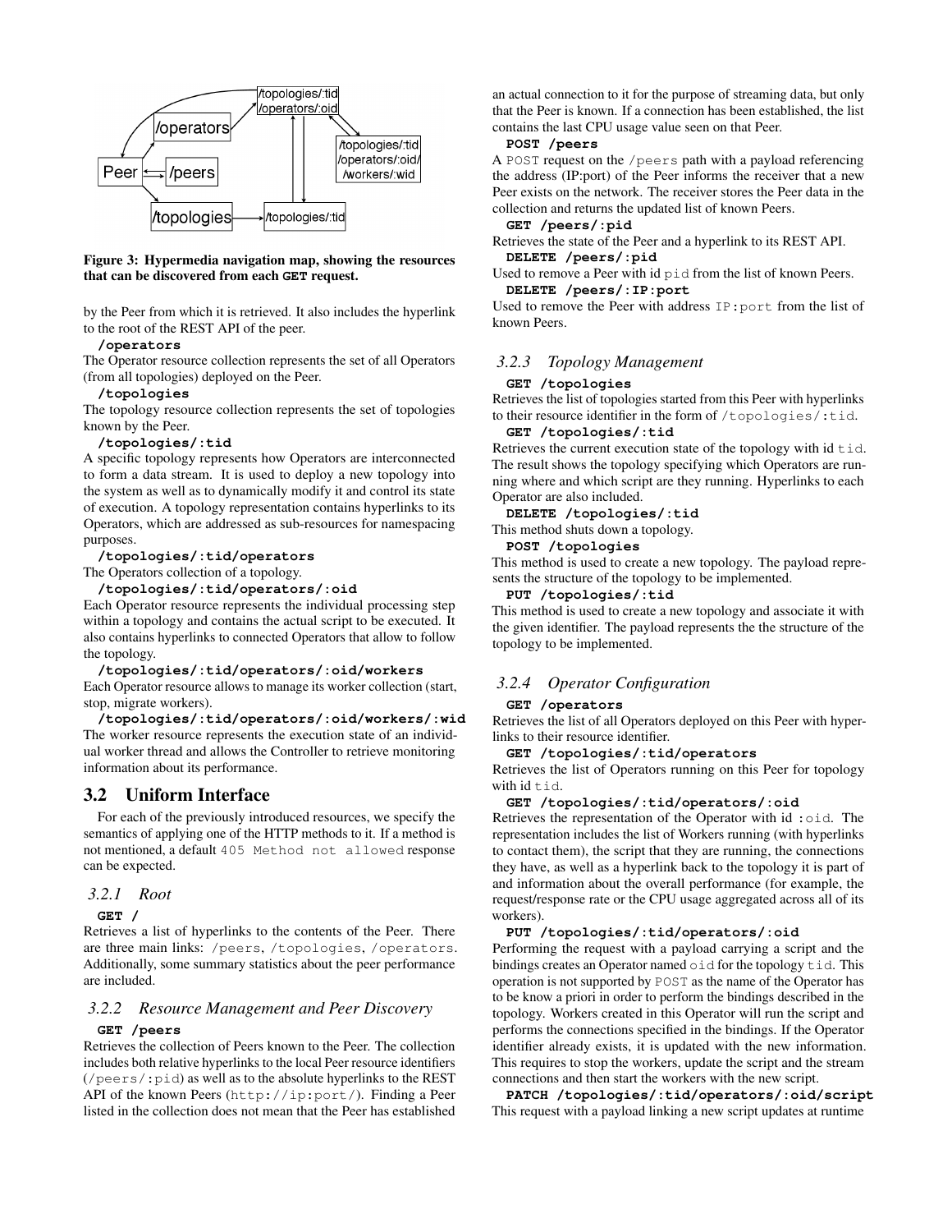Figure 3: Hypermedia navigation map, showing the resources that can be discovered from each **GET** request.

by the Peer from which it is retrieved. It also includes the hyperlink to the root of the REST API of the peer.

**/operators**

The Operator resource collection represents the set of all Operators (from all topologies) deployed on the Peer.

**/topologies**

The topology resource collection represents the set of topologies known by the Peer.

**/topologies/:tid**

A specific topology represents how Operators are interconnected to form a data stream. It is used to deploy a new topology into the system as well as to dynamically modify it and control its state of execution. A topology representation contains hyperlinks to its Operators, which are addressed as sub-resources for namespacing purposes.

**/topologies/:tid/operators**

The Operators collection of a topology.

**/topologies/:tid/operators/:oid**

Each Operator resource represents the individual processing step within a topology and contains the actual script to be executed. It also contains hyperlinks to connected Operators that allow to follow the topology.

**/topologies/:tid/operators/:oid/workers**

Each Operator resource allows to manage its worker collection (start, stop, migrate workers).

**/topologies/:tid/operators/:oid/workers/:wid**

The worker resource represents the execution state of an individual worker thread and allows the Controller to retrieve monitoring information about its performance.

## 3.2 Uniform Interface

For each of the previously introduced resources, we specify the semantics of applying one of the HTTP methods to it. If a method is not mentioned, a default `405 Method not allowed` response can be expected.

### 3.2.1 Root

**GET /**

Retrieves a list of hyperlinks to the contents of the Peer. There are three main links: `/peers`, `/topologies`, `/operators`. Additionally, some summary statistics about the peer performance are included.

### 3.2.2 Resource Management and Peer Discovery

**GET /peers**

Retrieves the collection of Peers known to the Peer. The collection includes both relative hyperlinks to the local Peer resource identifiers (`/peers/:pid`) as well as to the absolute hyperlinks to the REST API of the known Peers (`http://ip:port/`). Finding a Peer listed in the collection does not mean that the Peer has established an actual connection to it for the purpose of streaming data, but only that the Peer is known. If a connection has been established, the list contains the last CPU usage value seen on that Peer.

**POST /peers**

A `POST` request on the `/peers` path with a payload referencing the address (IP:port) of the Peer informs the receiver that a new Peer exists on the network. The receiver stores the Peer data in the collection and returns the updated list of known Peers.

**GET /peers/:pid**

Retrieves the state of the Peer and a hyperlink to its REST API.

**DELETE /peers/:pid**

Used to remove a Peer with id `pid` from the list of known Peers.

**DELETE /peers/:IP:port**

Used to remove the Peer with address `IP:port` from the list of known Peers.

### 3.2.3 Topology Management

**GET /topologies**

Retrieves the list of topologies started from this Peer with hyperlinks to their resource identifier in the form of `/topologies/:tid`.

**GET /topologies/:tid**

Retrieves the current execution state of the topology with id `tid`. The result shows the topology specifying which Operators are running where and which script are they running. Hyperlinks to each Operator are also included.

**DELETE /topologies/:tid**

This method shuts down a topology.

**POST /topologies**

This method is used to create a new topology. The payload represents the structure of the topology to be implemented.

**PUT /topologies/:tid**

This method is used to create a new topology and associate it with the given identifier. The payload represents the the structure of the topology to be implemented.

### 3.2.4 Operator Configuration

**GET /operators**

Retrieves the list of all Operators deployed on this Peer with hyperlinks to their resource identifier.

**GET /topologies/:tid/operators**

Retrieves the list of Operators running on this Peer for topology with id `tid`.

**GET /topologies/:tid/operators/:oid**

Retrieves the representation of the Operator with id `:oid`. The representation includes the list of Workers running (with hyperlinks to contact them), the script that they are running, the connections they have, as well as a hyperlink back to the topology it is part of and information about the overall performance (for example, the request/response rate or the CPU usage aggregated across all of its workers).

**PUT /topologies/:tid/operators/:oid**

Performing the request with a payload carrying a script and the bindings creates an Operator named `oid` for the topology `tid`. This operation is not supported by `POST` as the name of the Operator has to be know a priori in order to perform the bindings described in the topology. Workers created in this Operator will run the script and performs the connections specified in the bindings. If the Operator identifier already exists, it is updated with the new information. This requires to stop the workers, update the script and the stream connections and then start the workers with the new script.

**PATCH /topologies/:tid/operators/:oid/script**

This request with a payload linking a new script updates at runtime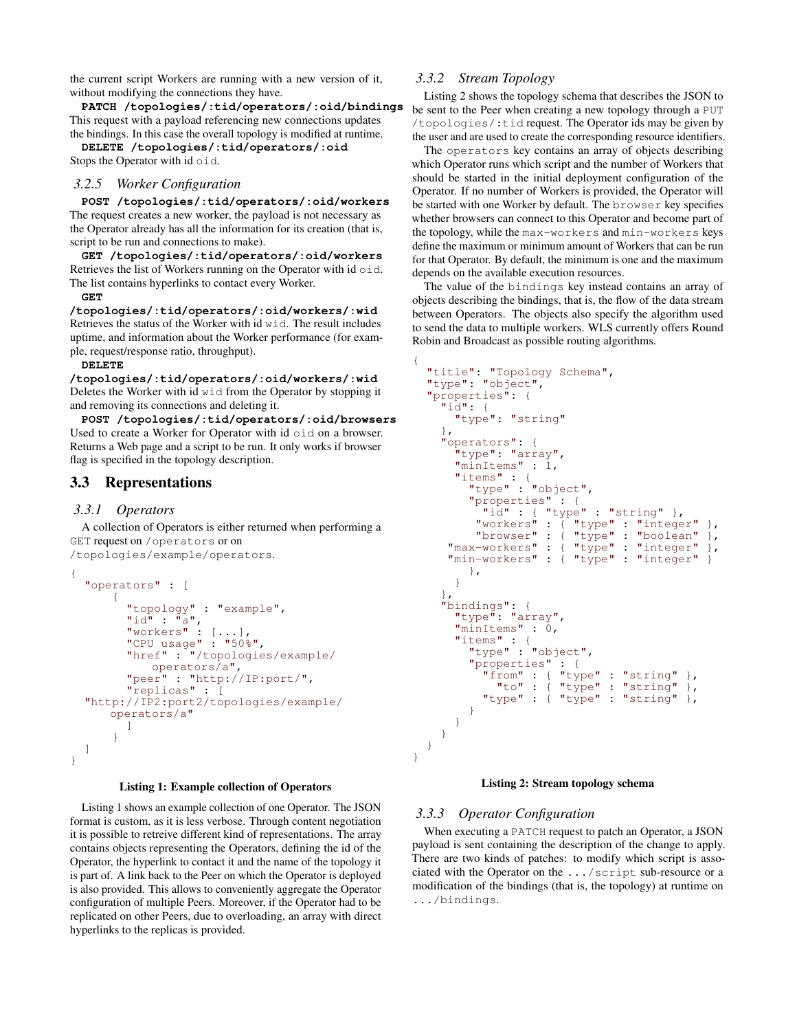the current script Workers are running with a new version of it, without modifying the connections they have.

**PATCH /topologies/:tid/operators/:oid/bindings** This request with a payload referencing new connections updates the bindings. In this case the overall topology is modified at runtime.

**DELETE /topologies/:tid/operators/:oid**
Stops the Operator with id `oid`.

### 3.2.5 *Worker Configuration*

**POST /topologies/:tid/operators/:oid/workers**
The request creates a new worker, the payload is not necessary as the Operator already has all the information for its creation (that is, script to be run and connections to make).

**GET /topologies/:tid/operators/:oid/workers**
Retrieves the list of Workers running on the Operator with id `oid`. The list contains hyperlinks to contact every Worker.

**GET /topologies/:tid/operators/:oid/workers/:wid**
Retrieves the status of the Worker with id `wid`. The result includes uptime, and information about the Worker performance (for example, request/response ratio, throughput).

**DELETE /topologies/:tid/operators/:oid/workers/:wid**
Deletes the Worker with id `wid` from the Operator by stopping it and removing its connections and deleting it.

**POST /topologies/:tid/operators/:oid/browsers**
Used to create a Worker for Operator with id `oid` on a browser. Returns a Web page and a script to be run. It only works if browser flag is specified in the topology description.

## 3.3 Representations

### 3.3.1 *Operators*

A collection of Operators is either returned when performing a GET request on `/operators` or on `/topologies/example/operators`.

```
{
  "operators" : [
      {
        "topology" : "example",
        "id" : "a",
        "workers" : [...],
        "CPU usage" : "50%",
        "href" : "/topologies/example/
            operators/a",
        "peer" : "http://IP:port/",
        "replicas" : [
  "http://IP2:port2/topologies/example/
      operators/a"
        ]
      }
  ]
}
```

**Listing 1: Example collection of Operators**

Listing 1 shows an example collection of one Operator. The JSON format is custom, as it is less verbose. Through content negotiation it is possible to retreive different kind of representations. The array contains objects representing the Operators, defining the id of the Operator, the hyperlink to contact it and the name of the topology it is part of. A link back to the Peer on which the Operator is deployed is also provided. This allows to conveniently aggregate the Operator configuration of multiple Peers. Moreover, if the Operator had to be replicated on other Peers, due to overloading, an array with direct hyperlinks to the replicas is provided.

### 3.3.2 *Stream Topology*

Listing 2 shows the topology schema that describes the JSON to be sent to the Peer when creating a new topology through a `PUT /topologies/:tid` request. The Operator ids may be given by the user and are used to create the corresponding resource identifiers.

The `operators` key contains an array of objects describing which Operator runs which script and the number of Workers that should be started in the initial deployment configuration of the Operator. If no number of Workers is provided, the Operator will be started with one Worker by default. The `browser` key specifies whether browsers can connect to this Operator and become part of the topology, while the `max-workers` and `min-workers` keys define the maximum or minimum amount of Workers that can be run for that Operator. By default, the minimum is one and the maximum depends on the available execution resources.

The value of the `bindings` key instead contains an array of objects describing the bindings, that is, the flow of the data stream between Operators. The objects also specify the algorithm used to send the data to multiple workers. WLS currently offers Round Robin and Broadcast as possible routing algorithms.

```
{
  "title": "Topology Schema",
  "type": "object",
  "properties": {
    "id": {
      "type": "string"
    },
    "operators": {
      "type": "array",
      "minItems" : 1,
      "items" : {
        "type" : "object",
        "properties" : {
          "id" : { "type" : "string" },
         "workers" : { "type" : "integer" },
         "browser" : { "type" : "boolean" },
     "max-workers" : { "type" : "integer" },
     "min-workers" : { "type" : "integer" }
        },
      }
    },
    "bindings": {
      "type": "array",
      "minItems" : 0,
      "items" : {
        "type" : "object",
        "properties" : {
          "from" : { "type" : "string" },
            "to" : { "type" : "string" },
          "type" : { "type" : "string" },
        }
      }
    }
  }
}
```

**Listing 2: Stream topology schema**

### 3.3.3 *Operator Configuration*

When executing a `PATCH` request to patch an Operator, a JSON payload is sent containing the description of the change to apply. There are two kinds of patches: to modify which script is associated with the Operator on the `.../script` sub-resource or a modification of the bindings (that is, the topology) at runtime on `.../bindings`.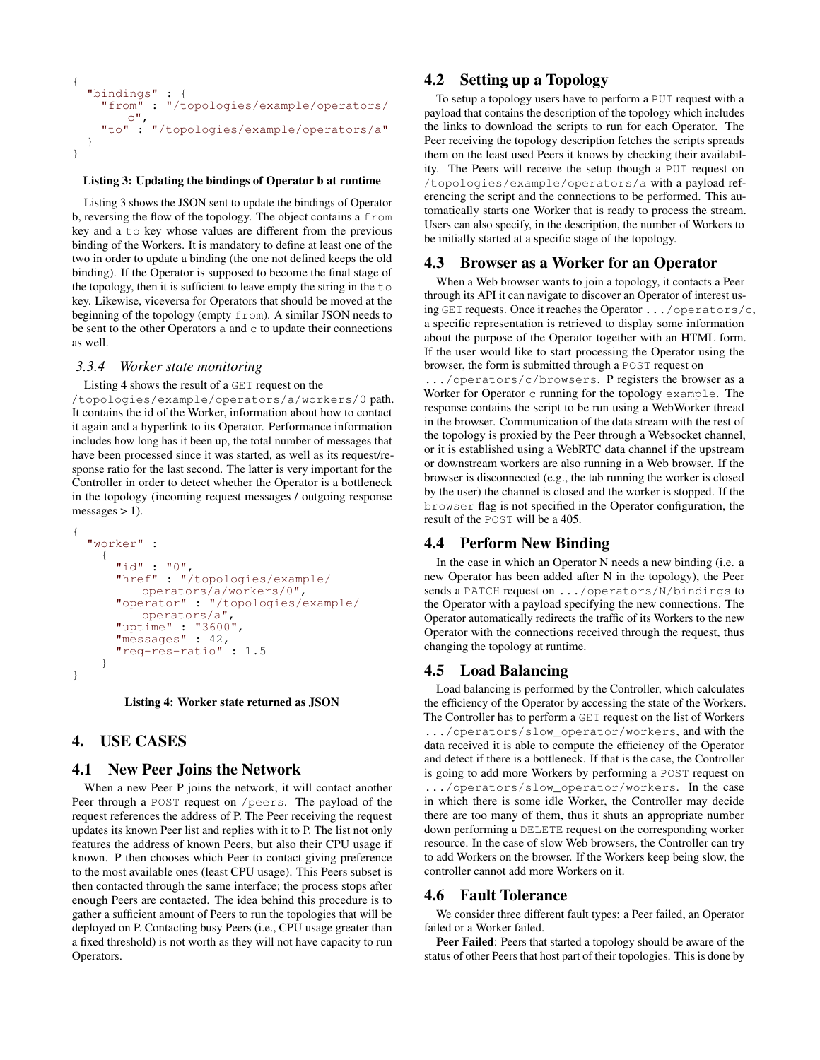```
{
  "bindings" : {
    "from" : "/topologies/example/operators/
        c",
    "to" : "/topologies/example/operators/a"
  }
}
```

**Listing 3: Updating the bindings of Operator b at runtime**

Listing 3 shows the JSON sent to update the bindings of Operator b, reversing the flow of the topology. The object contains a `from` key and a `to` key whose values are different from the previous binding of the Workers. It is mandatory to define at least one of the two in order to update a binding (the one not defined keeps the old binding). If the Operator is supposed to become the final stage of the topology, then it is sufficient to leave empty the string in the `to` key. Likewise, viceversa for Operators that should be moved at the beginning of the topology (empty `from`). A similar JSON needs to be sent to the other Operators `a` and `c` to update their connections as well.

#### *3.3.4 Worker state monitoring*

Listing 4 shows the result of a `GET` request on the `/topologies/example/operators/a/workers/0` path. It contains the id of the Worker, information about how to contact it again and a hyperlink to its Operator. Performance information includes how long has it been up, the total number of messages that have been processed since it was started, as well as its request/response ratio for the last second. The latter is very important for the Controller in order to detect whether the Operator is a bottleneck in the topology (incoming request messages / outgoing response messages > 1).

```
{
  "worker" :
    {
      "id" : "0",
      "href" : "/topologies/example/
          operators/a/workers/0",
      "operator" : "/topologies/example/
          operators/a",
      "uptime" : "3600",
      "messages" : 42,
      "req-res-ratio" : 1.5
    }
}
```

**Listing 4: Worker state returned as JSON**

## 4. USE CASES

### 4.1 New Peer Joins the Network

When a new Peer P joins the network, it will contact another Peer through a `POST` request on `/peers`. The payload of the request references the address of P. The Peer receiving the request updates its known Peer list and replies with it to P. The list not only features the address of known Peers, but also their CPU usage if known. P then chooses which Peer to contact giving preference to the most available ones (least CPU usage). This Peers subset is then contacted through the same interface; the process stops after enough Peers are contacted. The idea behind this procedure is to gather a sufficient amount of Peers to run the topologies that will be deployed on P. Contacting busy Peers (i.e., CPU usage greater than a fixed threshold) is not worth as they will not have capacity to run Operators.

### 4.2 Setting up a Topology

To setup a topology users have to perform a `PUT` request with a payload that contains the description of the topology which includes the links to download the scripts to run for each Operator. The Peer receiving the topology description fetches the scripts spreads them on the least used Peers it knows by checking their availability. The Peers will receive the setup though a `PUT` request on `/topologies/example/operators/a` with a payload referencing the script and the connections to be performed. This automatically starts one Worker that is ready to process the stream. Users can also specify, in the description, the number of Workers to be initially started at a specific stage of the topology.

### 4.3 Browser as a Worker for an Operator

When a Web browser wants to join a topology, it contacts a Peer through its API it can navigate to discover an Operator of interest using `GET` requests. Once it reaches the Operator `.../operators/c`, a specific representation is retrieved to display some information about the purpose of the Operator together with an HTML form. If the user would like to start processing the Operator using the browser, the form is submitted through a `POST` request on `.../operators/c/browsers`. P registers the browser as a Worker for Operator `c` running for the topology `example`. The response contains the script to be run using a WebWorker thread in the browser. Communication of the data stream with the rest of the topology is proxied by the Peer through a Websocket channel, or it is established using a WebRTC data channel if the upstream or downstream workers are also running in a Web browser. If the browser is disconnected (e.g., the tab running the worker is closed by the user) the channel is closed and the worker is stopped. If the `browser` flag is not specified in the Operator configuration, the result of the `POST` will be a 405.

### 4.4 Perform New Binding

In the case in which an Operator N needs a new binding (i.e. a new Operator has been added after N in the topology), the Peer sends a `PATCH` request on `.../operators/N/bindings` to the Operator with a payload specifying the new connections. The Operator automatically redirects the traffic of its Workers to the new Operator with the connections received through the request, thus changing the topology at runtime.

### 4.5 Load Balancing

Load balancing is performed by the Controller, which calculates the efficiency of the Operator by accessing the state of the Workers. The Controller has to perform a `GET` request on the list of Workers `.../operators/slow_operator/workers`, and with the data received it is able to compute the efficiency of the Operator and detect if there is a bottleneck. If that is the case, the Controller is going to add more Workers by performing a `POST` request on `.../operators/slow_operator/workers`. In the case in which there is some idle Worker, the Controller may decide there are too many of them, thus it shuts an appropriate number down performing a `DELETE` request on the corresponding worker resource. In the case of slow Web browsers, the Controller can try to add Workers on the browser. If the Workers keep being slow, the controller cannot add more Workers on it.

### 4.6 Fault Tolerance

We consider three different fault types: a Peer failed, an Operator failed or a Worker failed.

**Peer Failed**: Peers that started a topology should be aware of the status of other Peers that host part of their topologies. This is done by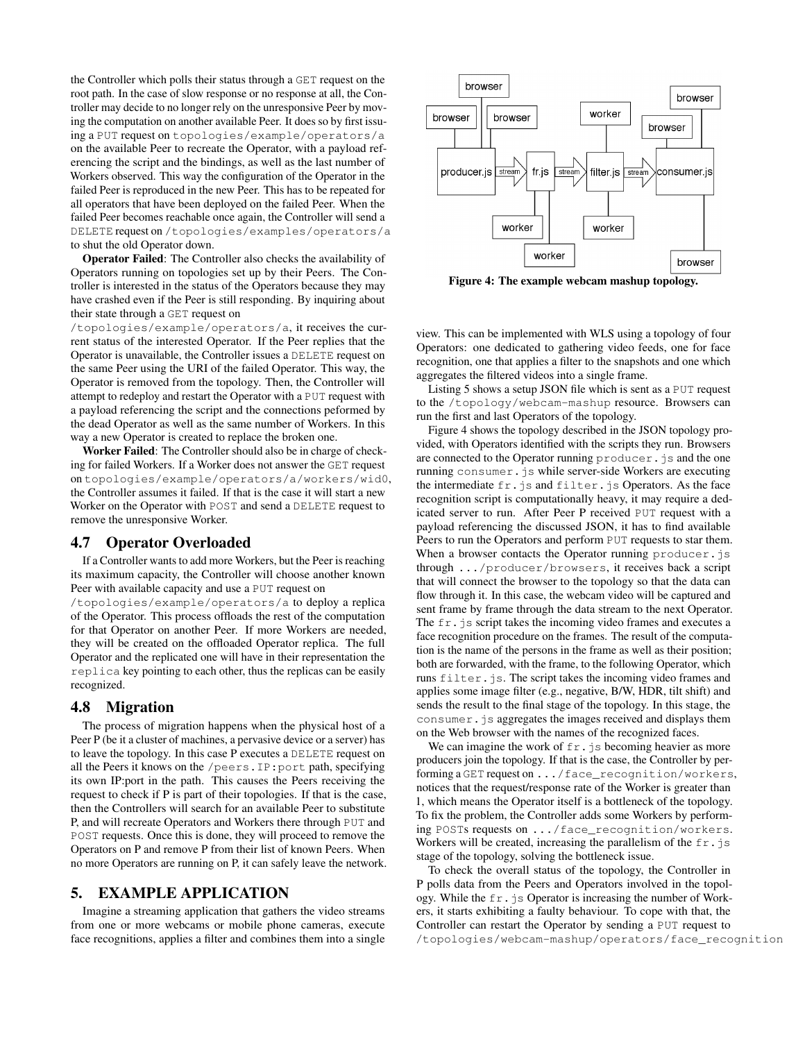the Controller which polls their status through a GET request on the root path. In the case of slow response or no response at all, the Controller may decide to no longer rely on the unresponsive Peer by moving the computation on another available Peer. It does so by first issuing a PUT request on topologies/example/operators/a on the available Peer to recreate the Operator, with a payload referencing the script and the bindings, as well as the last number of Workers observed. This way the configuration of the Operator in the failed Peer is reproduced in the new Peer. This has to be repeated for all operators that have been deployed on the failed Peer. When the failed Peer becomes reachable once again, the Controller will send a DELETE request on /topologies/examples/operators/a to shut the old Operator down.

**Operator Failed**: The Controller also checks the availability of Operators running on topologies set up by their Peers. The Controller is interested in the status of the Operators because they may have crashed even if the Peer is still responding. By inquiring about their state through a GET request on /topologies/example/operators/a, it receives the current status of the interested Operator. If the Peer replies that the Operator is unavailable, the Controller issues a DELETE request on the same Peer using the URI of the failed Operator. This way, the Operator is removed from the topology. Then, the Controller will attempt to redeploy and restart the Operator with a PUT request with a payload referencing the script and the connections peformed by the dead Operator as well as the same number of Workers. In this way a new Operator is created to replace the broken one.

**Worker Failed**: The Controller should also be in charge of checking for failed Workers. If a Worker does not answer the GET request on topologies/example/operators/a/workers/wid0, the Controller assumes it failed. If that is the case it will start a new Worker on the Operator with POST and send a DELETE request to remove the unresponsive Worker.

### 4.7 Operator Overloaded

If a Controller wants to add more Workers, but the Peer is reaching its maximum capacity, the Controller will choose another known Peer with available capacity and use a PUT request on /topologies/example/operators/a to deploy a replica of the Operator. This process offloads the rest of the computation for that Operator on another Peer. If more Workers are needed, they will be created on the offloaded Operator replica. The full Operator and the replicated one will have in their representation the replica key pointing to each other, thus the replicas can be easily recognized.

### 4.8 Migration

The process of migration happens when the physical host of a Peer P (be it a cluster of machines, a pervasive device or a server) has to leave the topology. In this case P executes a DELETE request on all the Peers it knows on the /peers.IP:port path, specifying its own IP:port in the path. This causes the Peers receiving the request to check if P is part of their topologies. If that is the case, then the Controllers will search for an available Peer to substitute P, and will recreate Operators and Workers there through PUT and POST requests. Once this is done, they will proceed to remove the Operators on P and remove P from their list of known Peers. When no more Operators are running on P, it can safely leave the network.

## 5. EXAMPLE APPLICATION

Imagine a streaming application that gathers the video streams from one or more webcams or mobile phone cameras, execute face recognitions, applies a filter and combines them into a single view. This can be implemented with WLS using a topology of four Operators: one dedicated to gathering video feeds, one for face recognition, one that applies a filter to the snapshots and one which aggregates the filtered videos into a single frame.

**Figure 4: The example webcam mashup topology.**

Listing 5 shows a setup JSON file which is sent as a PUT request to the /topology/webcam-mashup resource. Browsers can run the first and last Operators of the topology.

Figure 4 shows the topology described in the JSON topology provided, with Operators identified with the scripts they run. Browsers are connected to the Operator running producer.js and the one running consumer.js while server-side Workers are executing the intermediate fr.js and filter.js Operators. As the face recognition script is computationally heavy, it may require a dedicated server to run. After Peer P received PUT request with a payload referencing the discussed JSON, it has to find available Peers to run the Operators and perform PUT requests to star them. When a browser contacts the Operator running producer.js through .../producer/browsers, it receives back a script that will connect the browser to the topology so that the data can flow through it. In this case, the webcam video will be captured and sent frame by frame through the data stream to the next Operator. The fr.js script takes the incoming video frames and executes a face recognition procedure on the frames. The result of the computation is the name of the persons in the frame as well as their position; both are forwarded, with the frame, to the following Operator, which runs filter.js. The script takes the incoming video frames and applies some image filter (e.g., negative, B/W, HDR, tilt shift) and sends the result to the final stage of the topology. In this stage, the consumer.js aggregates the images received and displays them on the Web browser with the names of the recognized faces.

We can imagine the work of fr.js becoming heavier as more producers join the topology. If that is the case, the Controller by performing a GET request on .../face_recognition/workers, notices that the request/response rate of the Worker is greater than 1, which means the Operator itself is a bottleneck of the topology. To fix the problem, the Controller adds some Workers by performing POSTs requests on .../face_recognition/workers. Workers will be created, increasing the parallelism of the fr.js stage of the topology, solving the bottleneck issue.

To check the overall status of the topology, the Controller in P polls data from the Peers and Operators involved in the topology. While the fr.js Operator is increasing the number of Workers, it starts exhibiting a faulty behaviour. To cope with that, the Controller can restart the Operator by sending a PUT request to /topologies/webcam-mashup/operators/face_recognition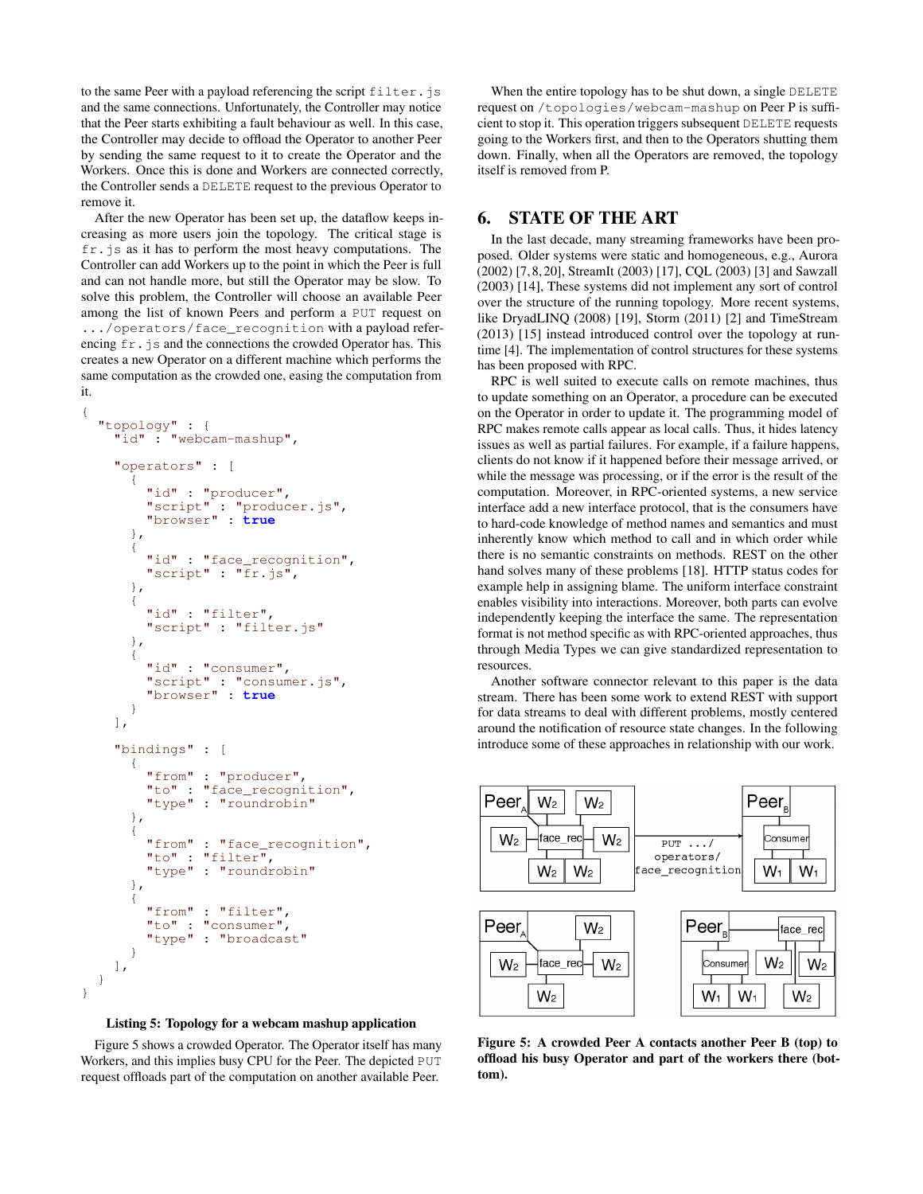to the same Peer with a payload referencing the script `filter.js` and the same connections. Unfortunately, the Controller may notice that the Peer starts exhibiting a fault behaviour as well. In this case, the Controller may decide to offload the Operator to another Peer by sending the same request to it to create the Operator and the Workers. Once this is done and Workers are connected correctly, the Controller sends a `DELETE` request to the previous Operator to remove it.

After the new Operator has been set up, the dataflow keeps increasing as more users join the topology. The critical stage is `fr.js` as it has to perform the most heavy computations. The Controller can add Workers up to the point in which the Peer is full and can not handle more, but still the Operator may be slow. To solve this problem, the Controller will choose an available Peer among the list of known Peers and perform a `PUT` request on `.../operators/face_recognition` with a payload referencing `fr.js` and the connections the crowded Operator has. This creates a new Operator on a different machine which performs the same computation as the crowded one, easing the computation from it.

```
{
  "topology" : {
    "id" : "webcam-mashup",

    "operators" : [
      {
        "id" : "producer",
        "script" : "producer.js",
        "browser" : true
      },
      {
        "id" : "face_recognition",
        "script" : "fr.js",
      },
      {
        "id" : "filter",
        "script" : "filter.js"
      },
      {
        "id" : "consumer",
        "script" : "consumer.js",
        "browser" : true
      }
    ],

    "bindings" : [
      {
        "from" : "producer",
        "to" : "face_recognition",
        "type" : "roundrobin"
      },
      {
        "from" : "face_recognition",
        "to" : "filter",
        "type" : "roundrobin"
      },
      {
        "from" : "filter",
        "to" : "consumer",
        "type" : "broadcast"
      }
    ],
  }
}
```

**Listing 5: Topology for a webcam mashup application**

Figure 5 shows a crowded Operator. The Operator itself has many Workers, and this implies busy CPU for the Peer. The depicted `PUT` request offloads part of the computation on another available Peer.

When the entire topology has to be shut down, a single `DELETE` request on `/topologies/webcam-mashup` on Peer P is sufficient to stop it. This operation triggers subsequent `DELETE` requests going to the Workers first, and then to the Operators shutting them down. Finally, when all the Operators are removed, the topology itself is removed from P.

## 6. STATE OF THE ART

In the last decade, many streaming frameworks have been proposed. Older systems were static and homogeneous, e.g., Aurora (2002) [7, 8, 20], StreamIt (2003) [17], CQL (2003) [3] and Sawzall (2003) [14], These systems did not implement any sort of control over the structure of the running topology. More recent systems, like DryadLINQ (2008) [19], Storm (2011) [2] and TimeStream (2013) [15] instead introduced control over the topology at runtime [4]. The implementation of control structures for these systems has been proposed with RPC.

RPC is well suited to execute calls on remote machines, thus to update something on an Operator, a procedure can be executed on the Operator in order to update it. The programming model of RPC makes remote calls appear as local calls. Thus, it hides latency issues as well as partial failures. For example, if a failure happens, clients do not know if it happened before their message arrived, or while the message was processing, or if the error is the result of the computation. Moreover, in RPC-oriented systems, a new service interface add a new interface protocol, that is the consumers have to hard-code knowledge of method names and semantics and must inherently know which method to call and in which order while there is no semantic constraints on methods. REST on the other hand solves many of these problems [18]. HTTP status codes for example help in assigning blame. The uniform interface constraint enables visibility into interactions. Moreover, both parts can evolve independently keeping the interface the same. The representation format is not method specific as with RPC-oriented approaches, thus through Media Types we can give standardized representation to resources.

Another software connector relevant to this paper is the data stream. There has been some work to extend REST with support for data streams to deal with different problems, mostly centered around the notification of resource state changes. In the following introduce some of these approaches in relationship with our work.

**Figure 5: A crowded Peer A contacts another Peer B (top) to offload his busy Operator and part of the workers there (bottom).**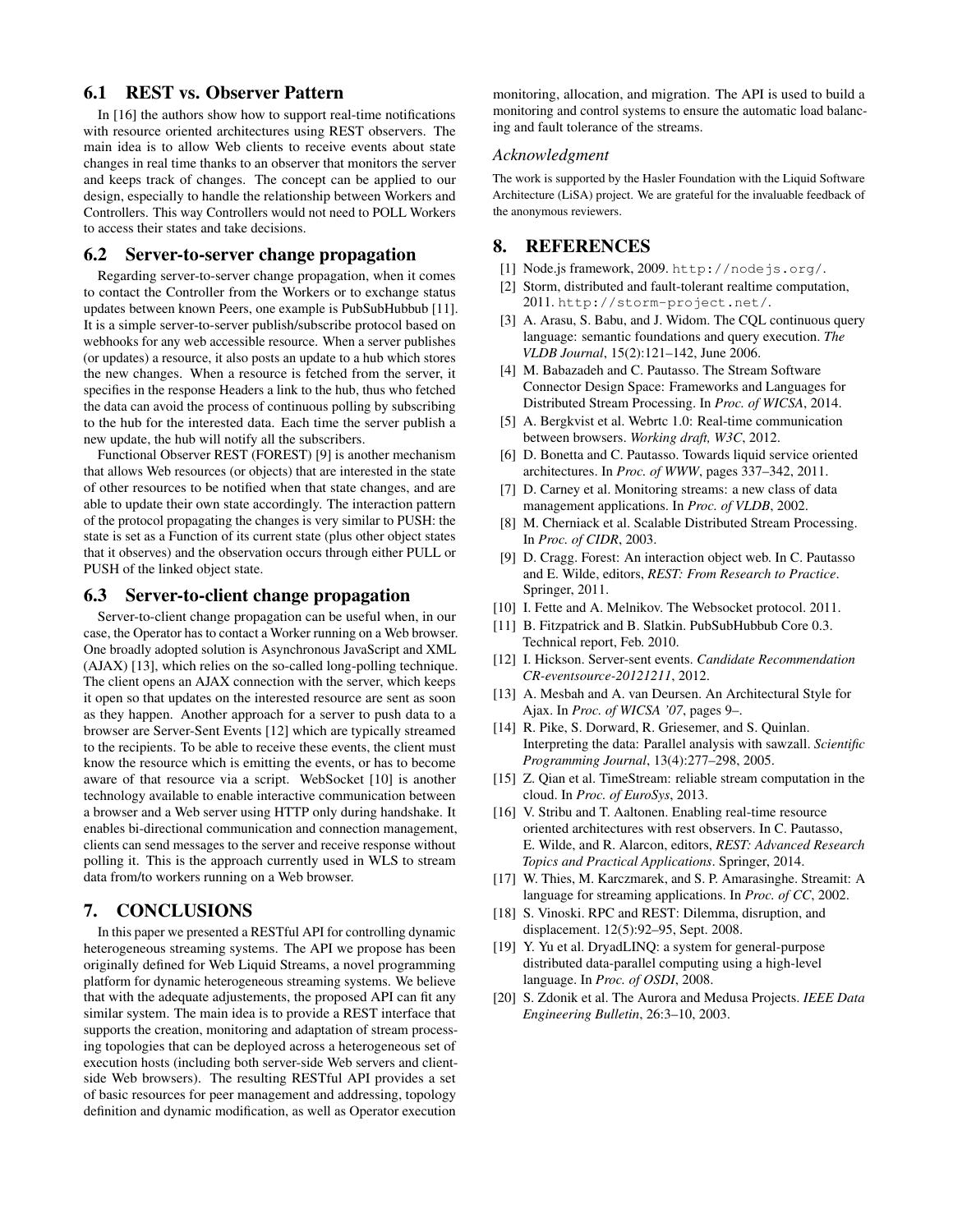### 6.1 REST vs. Observer Pattern

In [16] the authors show how to support real-time notifications with resource oriented architectures using REST observers. The main idea is to allow Web clients to receive events about state changes in real time thanks to an observer that monitors the server and keeps track of changes. The concept can be applied to our design, especially to handle the relationship between Workers and Controllers. This way Controllers would not need to POLL Workers to access their states and take decisions.

### 6.2 Server-to-server change propagation

Regarding server-to-server change propagation, when it comes to contact the Controller from the Workers or to exchange status updates between known Peers, one example is PubSubHubbub [11]. It is a simple server-to-server publish/subscribe protocol based on webhooks for any web accessible resource. When a server publishes (or updates) a resource, it also posts an update to a hub which stores the new changes. When a resource is fetched from the server, it specifies in the response Headers a link to the hub, thus who fetched the data can avoid the process of continuous polling by subscribing to the hub for the interested data. Each time the server publish a new update, the hub will notify all the subscribers.

Functional Observer REST (FOREST) [9] is another mechanism that allows Web resources (or objects) that are interested in the state of other resources to be notified when that state changes, and are able to update their own state accordingly. The interaction pattern of the protocol propagating the changes is very similar to PUSH: the state is set as a Function of its current state (plus other object states that it observes) and the observation occurs through either PULL or PUSH of the linked object state.

### 6.3 Server-to-client change propagation

Server-to-client change propagation can be useful when, in our case, the Operator has to contact a Worker running on a Web browser. One broadly adopted solution is Asynchronous JavaScript and XML (AJAX) [13], which relies on the so-called long-polling technique. The client opens an AJAX connection with the server, which keeps it open so that updates on the interested resource are sent as soon as they happen. Another approach for a server to push data to a browser are Server-Sent Events [12] which are typically streamed to the recipients. To be able to receive these events, the client must know the resource which is emitting the events, or has to become aware of that resource via a script. WebSocket [10] is another technology available to enable interactive communication between a browser and a Web server using HTTP only during handshake. It enables bi-directional communication and connection management, clients can send messages to the server and receive response without polling it. This is the approach currently used in WLS to stream data from/to workers running on a Web browser.

## 7. CONCLUSIONS

In this paper we presented a RESTful API for controlling dynamic heterogeneous streaming systems. The API we propose has been originally defined for Web Liquid Streams, a novel programming platform for dynamic heterogeneous streaming systems. We believe that with the adequate adjustements, the proposed API can fit any similar system. The main idea is to provide a REST interface that supports the creation, monitoring and adaptation of stream processing topologies that can be deployed across a heterogeneous set of execution hosts (including both server-side Web servers and client-side Web browsers). The resulting RESTful API provides a set of basic resources for peer management and addressing, topology definition and dynamic modification, as well as Operator execution monitoring, allocation, and migration. The API is used to build a monitoring and control systems to ensure the automatic load balancing and fault tolerance of the streams.

### *Acknowledgment*

The work is supported by the Hasler Foundation with the Liquid Software Architecture (LiSA) project. We are grateful for the invaluable feedback of the anonymous reviewers.

## 8. REFERENCES

[1] Node.js framework, 2009. `http://nodejs.org/`.

[2] Storm, distributed and fault-tolerant realtime computation, 2011. `http://storm-project.net/`.

[3] A. Arasu, S. Babu, and J. Widom. The CQL continuous query language: semantic foundations and query execution. *The VLDB Journal*, 15(2):121–142, June 2006.

[4] M. Babazadeh and C. Pautasso. The Stream Software Connector Design Space: Frameworks and Languages for Distributed Stream Processing. In *Proc. of WICSA*, 2014.

[5] A. Bergkvist et al. Webrtc 1.0: Real-time communication between browsers. *Working draft, W3C*, 2012.

[6] D. Bonetta and C. Pautasso. Towards liquid service oriented architectures. In *Proc. of WWW*, pages 337–342, 2011.

[7] D. Carney et al. Monitoring streams: a new class of data management applications. In *Proc. of VLDB*, 2002.

[8] M. Cherniack et al. Scalable Distributed Stream Processing. In *Proc. of CIDR*, 2003.

[9] D. Cragg. Forest: An interaction object web. In C. Pautasso and E. Wilde, editors, *REST: From Research to Practice*. Springer, 2011.

[10] I. Fette and A. Melnikov. The Websocket protocol. 2011.

[11] B. Fitzpatrick and B. Slatkin. PubSubHubbub Core 0.3. Technical report, Feb. 2010.

[12] I. Hickson. Server-sent events. *Candidate Recommendation CR-eventsource-20121211*, 2012.

[13] A. Mesbah and A. van Deursen. An Architectural Style for Ajax. In *Proc. of WICSA '07*, pages 9–.

[14] R. Pike, S. Dorward, R. Griesemer, and S. Quinlan. Interpreting the data: Parallel analysis with sawzall. *Scientific Programming Journal*, 13(4):277–298, 2005.

[15] Z. Qian et al. TimeStream: reliable stream computation in the cloud. In *Proc. of EuroSys*, 2013.

[16] V. Stribu and T. Aaltonen. Enabling real-time resource oriented architectures with rest observers. In C. Pautasso, E. Wilde, and R. Alarcon, editors, *REST: Advanced Research Topics and Practical Applications*. Springer, 2014.

[17] W. Thies, M. Karczmarek, and S. P. Amarasinghe. Streamit: A language for streaming applications. In *Proc. of CC*, 2002.

[18] S. Vinoski. RPC and REST: Dilemma, disruption, and displacement. 12(5):92–95, Sept. 2008.

[19] Y. Yu et al. DryadLINQ: a system for general-purpose distributed data-parallel computing using a high-level language. In *Proc. of OSDI*, 2008.

[20] S. Zdonik et al. The Aurora and Medusa Projects. *IEEE Data Engineering Bulletin*, 26:3–10, 2003.